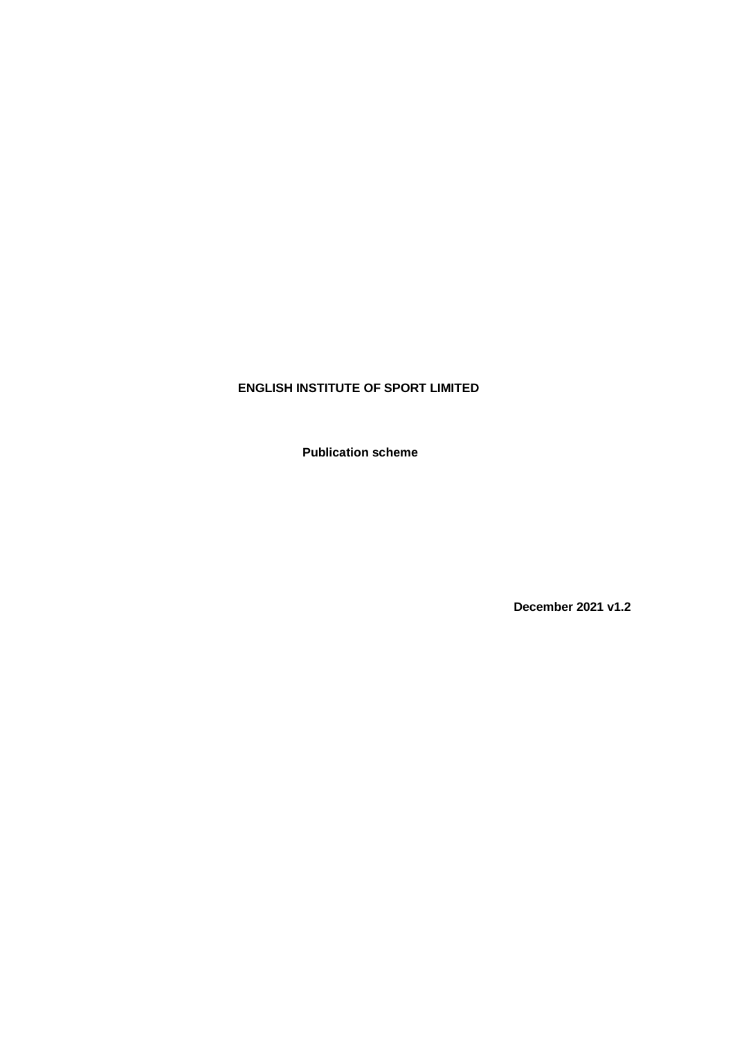# ENGLISH INSTITUTE OF SPORT LIMITED

## Publication scheme

**December 2021 v1.2**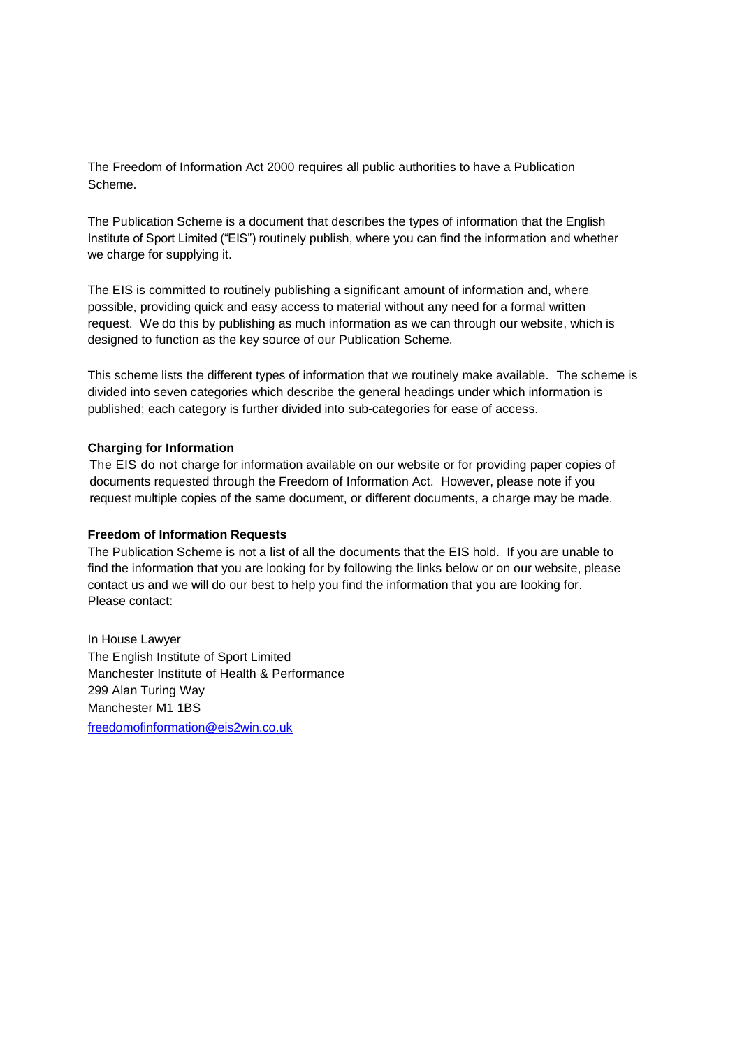The Freedom of Information Act 2000 requires all public authorities to have a Publication Scheme.

The Publication Scheme is a document that describes the types of information that the English Institute of Sport Limited ("EIS") routinely publish, where you can find the information and whether we charge for supplying it.

The EIS is committed to routinely publishing a significant amount of information and, where possible, providing quick and easy access to material without any need for a formal written request. We do this by publishing as much information as we can through our website, which is designed to function as the key source of our Publication Scheme.

This scheme lists the different types of information that we routinely make available. The scheme is divided into seven categories which describe the general headings under which information is published; each category is further divided into sub-categories for ease of access.

**Charging for Information**

The EIS do not charge for information available on our website or for providing paper copies of documents requested through the Freedom of Information Act. However, please note if you request multiple copies of the same document, or different documents, a charge may be made.

**Freedom of Information Requests**

The Publication Scheme is not a list of all the documents that the EIS hold. If you are unable to find the information that you are looking for by following the links below or on our website, please contact us and we will do our best to help you find the information that you are looking for. Please contact:

In House Lawyer
The English Institute of Sport Limited
Manchester Institute of Health & Performance
299 Alan Turing Way
Manchester M1 1BS
[freedomofinformation@eis2win.co.uk](mailto:freedomofinformation@eis2win.co.uk)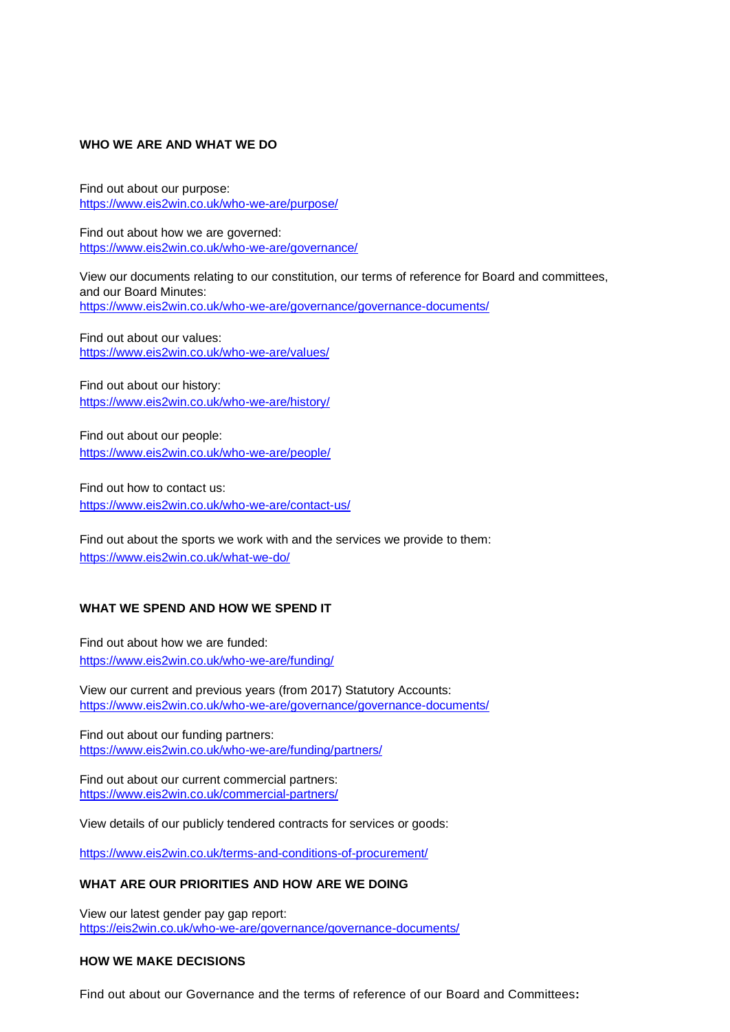**WHO WE ARE AND WHAT WE DO**

Find out about our purpose:
https://www.eis2win.co.uk/who-we-are/purpose/

Find out about how we are governed:
https://www.eis2win.co.uk/who-we-are/governance/

View our documents relating to our constitution, our terms of reference for Board and committees, and our Board Minutes:
https://www.eis2win.co.uk/who-we-are/governance/governance-documents/

Find out about our values:
https://www.eis2win.co.uk/who-we-are/values/

Find out about our history:
https://www.eis2win.co.uk/who-we-are/history/

Find out about our people:
https://www.eis2win.co.uk/who-we-are/people/

Find out how to contact us:
https://www.eis2win.co.uk/who-we-are/contact-us/

Find out about the sports we work with and the services we provide to them:
https://www.eis2win.co.uk/what-we-do/

**WHAT WE SPEND AND HOW WE SPEND IT**

Find out about how we are funded:
https://www.eis2win.co.uk/who-we-are/funding/

View our current and previous years (from 2017) Statutory Accounts:
https://www.eis2win.co.uk/who-we-are/governance/governance-documents/

Find out about our funding partners:
https://www.eis2win.co.uk/who-we-are/funding/partners/

Find out about our current commercial partners:
https://www.eis2win.co.uk/commercial-partners/

View details of our publicly tendered contracts for services or goods:

https://www.eis2win.co.uk/terms-and-conditions-of-procurement/

**WHAT ARE OUR PRIORITIES AND HOW ARE WE DOING**

View our latest gender pay gap report:
https://eis2win.co.uk/who-we-are/governance/governance-documents/

**HOW WE MAKE DECISIONS**

Find out about our Governance and the terms of reference of our Board and Committees**:**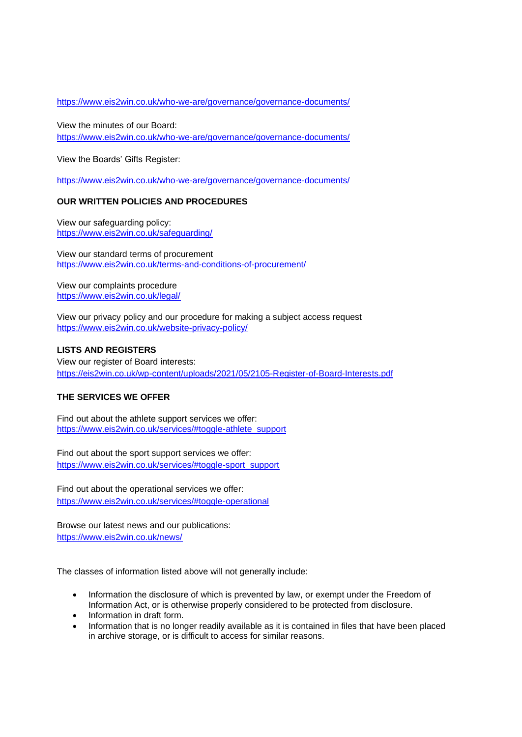https://www.eis2win.co.uk/who-we-are/governance/governance-documents/

View the minutes of our Board:
https://www.eis2win.co.uk/who-we-are/governance/governance-documents/

View the Boards' Gifts Register:

https://www.eis2win.co.uk/who-we-are/governance/governance-documents/

**OUR WRITTEN POLICIES AND PROCEDURES**

View our safeguarding policy:
https://www.eis2win.co.uk/safeguarding/

View our standard terms of procurement
https://www.eis2win.co.uk/terms-and-conditions-of-procurement/

View our complaints procedure
https://www.eis2win.co.uk/legal/

View our privacy policy and our procedure for making a subject access request
https://www.eis2win.co.uk/website-privacy-policy/

**LISTS AND REGISTERS**

View our register of Board interests:
https://eis2win.co.uk/wp-content/uploads/2021/05/2105-Register-of-Board-Interests.pdf

**THE SERVICES WE OFFER**

Find out about the athlete support services we offer:
https://www.eis2win.co.uk/services/#toggle-athlete_support

Find out about the sport support services we offer:
https://www.eis2win.co.uk/services/#toggle-sport_support

Find out about the operational services we offer:
https://www.eis2win.co.uk/services/#toggle-operational

Browse our latest news and our publications:
https://www.eis2win.co.uk/news/

The classes of information listed above will not generally include:

- Information the disclosure of which is prevented by law, or exempt under the Freedom of Information Act, or is otherwise properly considered to be protected from disclosure.
- Information in draft form.
- Information that is no longer readily available as it is contained in files that have been placed in archive storage, or is difficult to access for similar reasons.